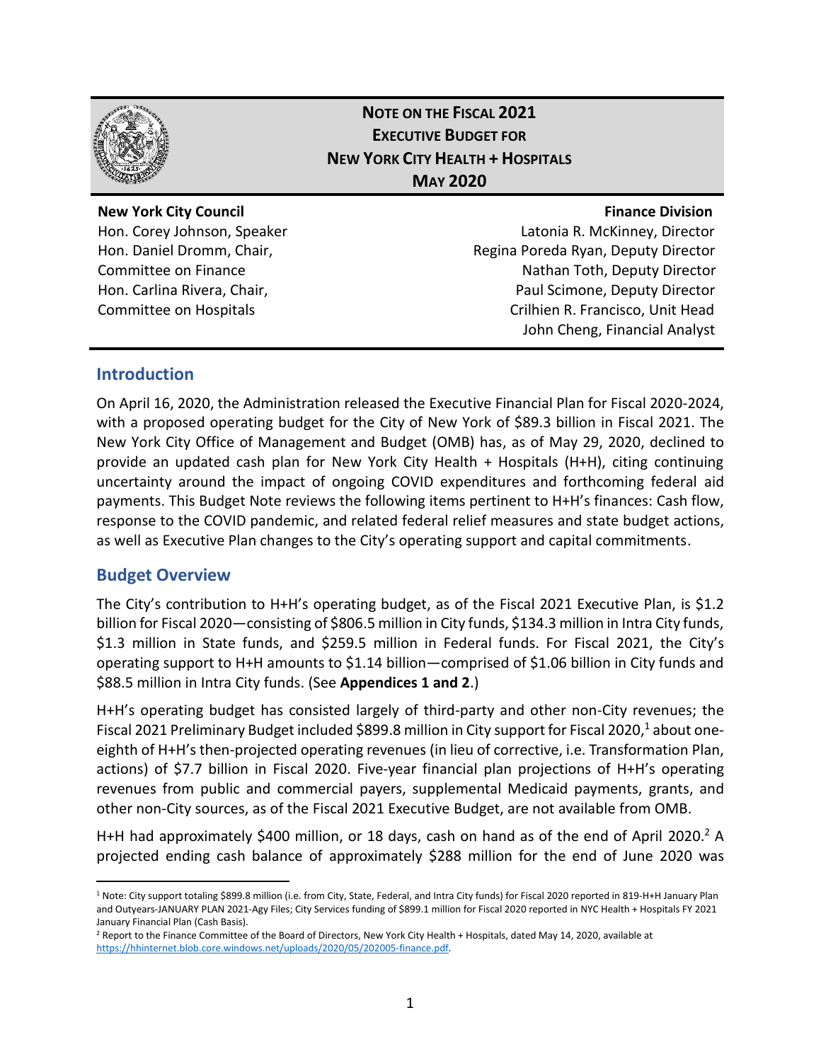# NOTE ON THE FISCAL 2021 EXECUTIVE BUDGET FOR NEW YORK CITY HEALTH + HOSPITALS MAY 2020

**New York City Council**
Hon. Corey Johnson, Speaker
Hon. Daniel Dromm, Chair, Committee on Finance
Hon. Carlina Rivera, Chair, Committee on Hospitals

**Finance Division**
Latonia R. McKinney, Director
Regina Poreda Ryan, Deputy Director
Nathan Toth, Deputy Director
Paul Scimone, Deputy Director
Crilhien R. Francisco, Unit Head
John Cheng, Financial Analyst

## Introduction

On April 16, 2020, the Administration released the Executive Financial Plan for Fiscal 2020-2024, with a proposed operating budget for the City of New York of $89.3 billion in Fiscal 2021. The New York City Office of Management and Budget (OMB) has, as of May 29, 2020, declined to provide an updated cash plan for New York City Health + Hospitals (H+H), citing continuing uncertainty around the impact of ongoing COVID expenditures and forthcoming federal aid payments. This Budget Note reviews the following items pertinent to H+H's finances: Cash flow, response to the COVID pandemic, and related federal relief measures and state budget actions, as well as Executive Plan changes to the City's operating support and capital commitments.

## Budget Overview

The City's contribution to H+H's operating budget, as of the Fiscal 2021 Executive Plan, is $1.2 billion for Fiscal 2020—consisting of $806.5 million in City funds, $134.3 million in Intra City funds, $1.3 million in State funds, and $259.5 million in Federal funds. For Fiscal 2021, the City's operating support to H+H amounts to $1.14 billion—comprised of $1.06 billion in City funds and $88.5 million in Intra City funds. (See **Appendices 1 and 2**.)

H+H's operating budget has consisted largely of third-party and other non-City revenues; the Fiscal 2021 Preliminary Budget included $899.8 million in City support for Fiscal 2020,[1] about one-eighth of H+H's then-projected operating revenues (in lieu of corrective, i.e. Transformation Plan, actions) of $7.7 billion in Fiscal 2020. Five-year financial plan projections of H+H's operating revenues from public and commercial payers, supplemental Medicaid payments, grants, and other non-City sources, as of the Fiscal 2021 Executive Budget, are not available from OMB.

H+H had approximately $400 million, or 18 days, cash on hand as of the end of April 2020.[2] A projected ending cash balance of approximately $288 million for the end of June 2020 was

---

[1] Note: City support totaling $899.8 million (i.e. from City, State, Federal, and Intra City funds) for Fiscal 2020 reported in 819-H+H January Plan and Outyears-JANUARY PLAN 2021-Agy Files; City Services funding of $899.1 million for Fiscal 2020 reported in NYC Health + Hospitals FY 2021 January Financial Plan (Cash Basis).

[2] Report to the Finance Committee of the Board of Directors, New York City Health + Hospitals, dated May 14, 2020, available at https://hhinternet.blob.core.windows.net/uploads/2020/05/202005-finance.pdf.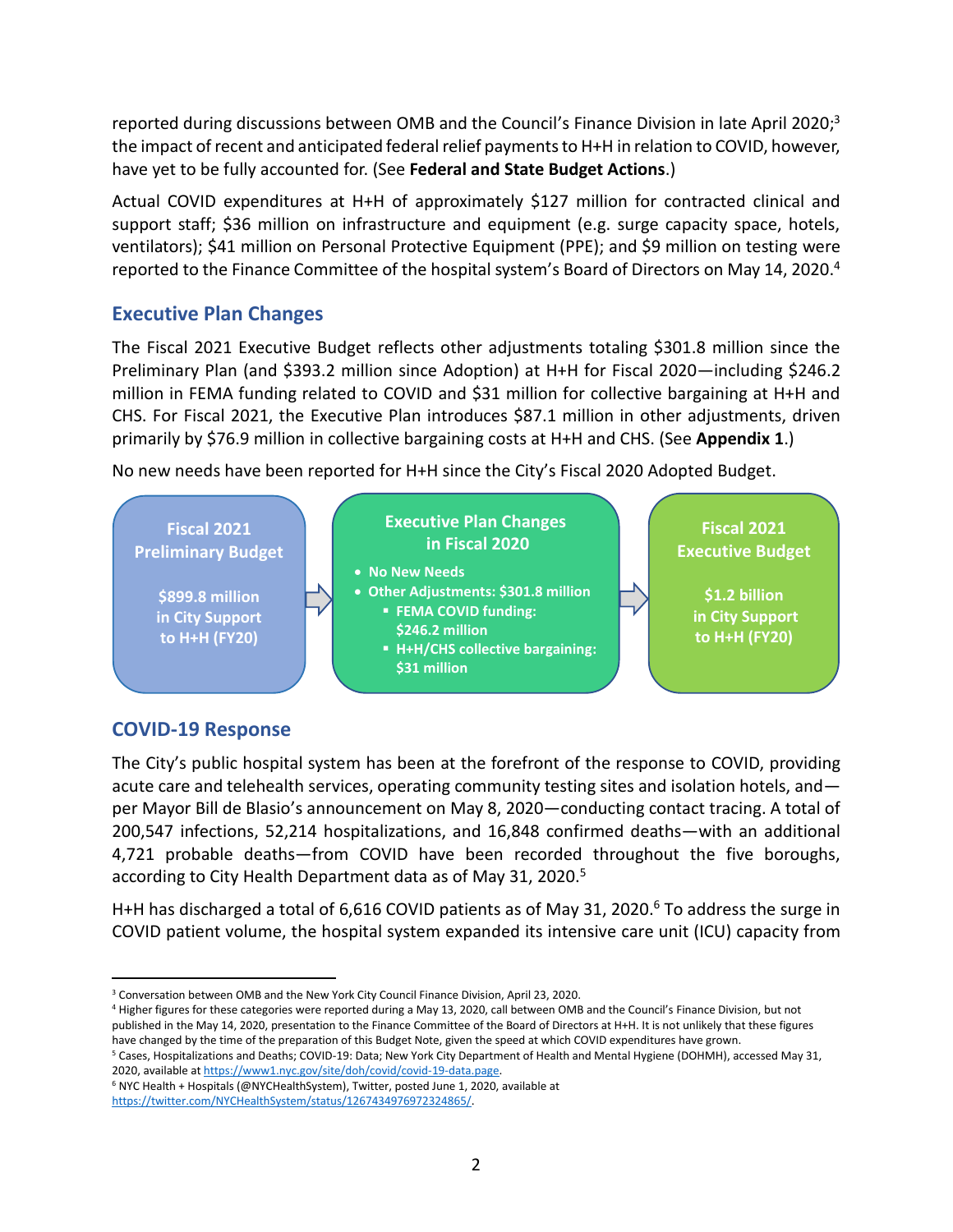reported during discussions between OMB and the Council's Finance Division in late April 2020;[3] the impact of recent and anticipated federal relief payments to H+H in relation to COVID, however, have yet to be fully accounted for. (See **Federal and State Budget Actions**.)

Actual COVID expenditures at H+H of approximately $127 million for contracted clinical and support staff; $36 million on infrastructure and equipment (e.g. surge capacity space, hotels, ventilators); $41 million on Personal Protective Equipment (PPE); and $9 million on testing were reported to the Finance Committee of the hospital system's Board of Directors on May 14, 2020.[4]

## Executive Plan Changes

The Fiscal 2021 Executive Budget reflects other adjustments totaling $301.8 million since the Preliminary Plan (and $393.2 million since Adoption) at H+H for Fiscal 2020—including $246.2 million in FEMA funding related to COVID and $31 million for collective bargaining at H+H and CHS. For Fiscal 2021, the Executive Plan introduces $87.1 million in other adjustments, driven primarily by $76.9 million in collective bargaining costs at H+H and CHS. (See **Appendix 1**.)

No new needs have been reported for H+H since the City's Fiscal 2020 Adopted Budget.

**Fiscal 2021 Preliminary Budget**

$899.8 million in City Support to H+H (FY20)

→

**Executive Plan Changes in Fiscal 2020**

- No New Needs
- Other Adjustments: $301.8 million
  - FEMA COVID funding: $246.2 million
  - H+H/CHS collective bargaining: $31 million

→

**Fiscal 2021 Executive Budget**

$1.2 billion in City Support to H+H (FY20)

## COVID-19 Response

The City's public hospital system has been at the forefront of the response to COVID, providing acute care and telehealth services, operating community testing sites and isolation hotels, and—per Mayor Bill de Blasio's announcement on May 8, 2020—conducting contact tracing. A total of 200,547 infections, 52,214 hospitalizations, and 16,848 confirmed deaths—with an additional 4,721 probable deaths—from COVID have been recorded throughout the five boroughs, according to City Health Department data as of May 31, 2020.[5]

H+H has discharged a total of 6,616 COVID patients as of May 31, 2020.[6] To address the surge in COVID patient volume, the hospital system expanded its intensive care unit (ICU) capacity from

---

[3] Conversation between OMB and the New York City Council Finance Division, April 23, 2020.

[4] Higher figures for these categories were reported during a May 13, 2020, call between OMB and the Council's Finance Division, but not published in the May 14, 2020, presentation to the Finance Committee of the Board of Directors at H+H. It is not unlikely that these figures have changed by the time of the preparation of this Budget Note, given the speed at which COVID expenditures have grown.

[5] Cases, Hospitalizations and Deaths; COVID-19: Data; New York City Department of Health and Mental Hygiene (DOHMH), accessed May 31, 2020, available at https://www1.nyc.gov/site/doh/covid/covid-19-data.page.

[6] NYC Health + Hospitals (@NYCHealthSystem), Twitter, posted June 1, 2020, available at https://twitter.com/NYCHealthSystem/status/1267434976972324865/.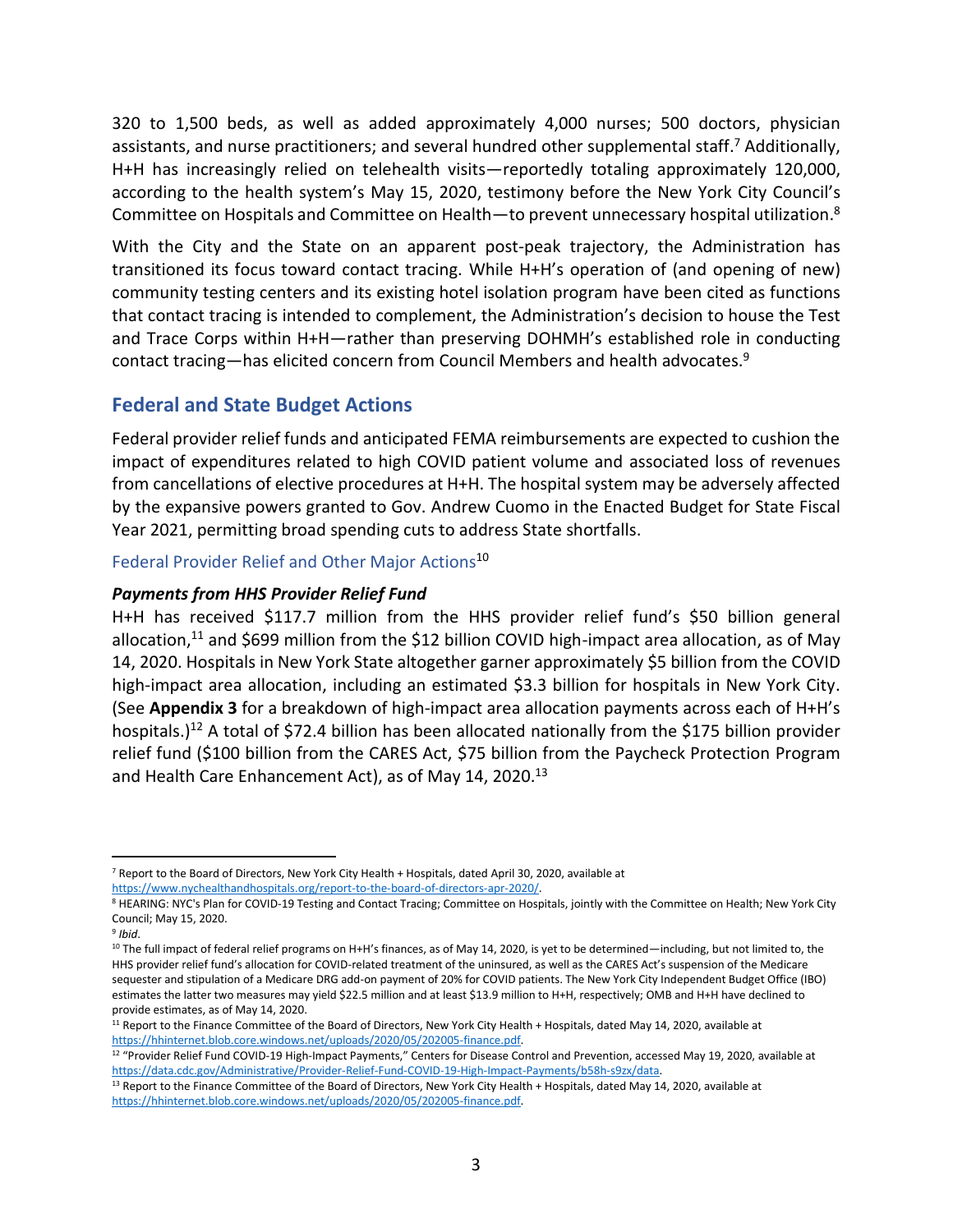320 to 1,500 beds, as well as added approximately 4,000 nurses; 500 doctors, physician assistants, and nurse practitioners; and several hundred other supplemental staff.[7] Additionally, H+H has increasingly relied on telehealth visits—reportedly totaling approximately 120,000, according to the health system's May 15, 2020, testimony before the New York City Council's Committee on Hospitals and Committee on Health—to prevent unnecessary hospital utilization.[8]

With the City and the State on an apparent post-peak trajectory, the Administration has transitioned its focus toward contact tracing. While H+H's operation of (and opening of new) community testing centers and its existing hotel isolation program have been cited as functions that contact tracing is intended to complement, the Administration's decision to house the Test and Trace Corps within H+H—rather than preserving DOHMH's established role in conducting contact tracing—has elicited concern from Council Members and health advocates.[9]

## Federal and State Budget Actions

Federal provider relief funds and anticipated FEMA reimbursements are expected to cushion the impact of expenditures related to high COVID patient volume and associated loss of revenues from cancellations of elective procedures at H+H. The hospital system may be adversely affected by the expansive powers granted to Gov. Andrew Cuomo in the Enacted Budget for State Fiscal Year 2021, permitting broad spending cuts to address State shortfalls.

### Federal Provider Relief and Other Major Actions[10]

***Payments from HHS Provider Relief Fund***

H+H has received $117.7 million from the HHS provider relief fund's $50 billion general allocation,[11] and $699 million from the $12 billion COVID high-impact area allocation, as of May 14, 2020. Hospitals in New York State altogether garner approximately $5 billion from the COVID high-impact area allocation, including an estimated $3.3 billion for hospitals in New York City. (See **Appendix 3** for a breakdown of high-impact area allocation payments across each of H+H's hospitals.)[12] A total of $72.4 billion has been allocated nationally from the $175 billion provider relief fund ($100 billion from the CARES Act, $75 billion from the Paycheck Protection Program and Health Care Enhancement Act), as of May 14, 2020.[13]

---

[7] Report to the Board of Directors, New York City Health + Hospitals, dated April 30, 2020, available at https://www.nychealthandhospitals.org/report-to-the-board-of-directors-apr-2020/.

[8] HEARING: NYC's Plan for COVID-19 Testing and Contact Tracing; Committee on Hospitals, jointly with the Committee on Health; New York City Council; May 15, 2020.

[9] *Ibid*.

[10] The full impact of federal relief programs on H+H's finances, as of May 14, 2020, is yet to be determined—including, but not limited to, the HHS provider relief fund's allocation for COVID-related treatment of the uninsured, as well as the CARES Act's suspension of the Medicare sequester and stipulation of a Medicare DRG add-on payment of 20% for COVID patients. The New York City Independent Budget Office (IBO) estimates the latter two measures may yield $22.5 million and at least $13.9 million to H+H, respectively; OMB and H+H have declined to provide estimates, as of May 14, 2020.

[11] Report to the Finance Committee of the Board of Directors, New York City Health + Hospitals, dated May 14, 2020, available at https://hhinternet.blob.core.windows.net/uploads/2020/05/202005-finance.pdf.

[12] "Provider Relief Fund COVID-19 High-Impact Payments," Centers for Disease Control and Prevention, accessed May 19, 2020, available at https://data.cdc.gov/Administrative/Provider-Relief-Fund-COVID-19-High-Impact-Payments/b58h-s9zx/data.

[13] Report to the Finance Committee of the Board of Directors, New York City Health + Hospitals, dated May 14, 2020, available at https://hhinternet.blob.core.windows.net/uploads/2020/05/202005-finance.pdf.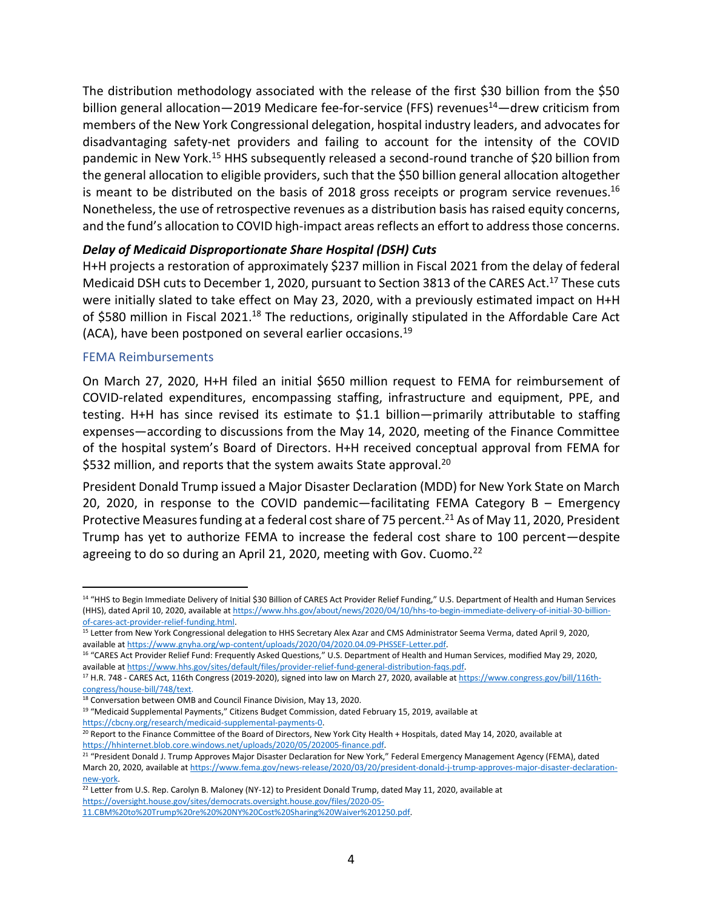The distribution methodology associated with the release of the first $30 billion from the $50 billion general allocation—2019 Medicare fee-for-service (FFS) revenues[14]—drew criticism from members of the New York Congressional delegation, hospital industry leaders, and advocates for disadvantaging safety-net providers and failing to account for the intensity of the COVID pandemic in New York.[15] HHS subsequently released a second-round tranche of $20 billion from the general allocation to eligible providers, such that the $50 billion general allocation altogether is meant to be distributed on the basis of 2018 gross receipts or program service revenues.[16] Nonetheless, the use of retrospective revenues as a distribution basis has raised equity concerns, and the fund's allocation to COVID high-impact areas reflects an effort to address those concerns.

### *Delay of Medicaid Disproportionate Share Hospital (DSH) Cuts*

H+H projects a restoration of approximately $237 million in Fiscal 2021 from the delay of federal Medicaid DSH cuts to December 1, 2020, pursuant to Section 3813 of the CARES Act.[17] These cuts were initially slated to take effect on May 23, 2020, with a previously estimated impact on H+H of $580 million in Fiscal 2021.[18] The reductions, originally stipulated in the Affordable Care Act (ACA), have been postponed on several earlier occasions.[19]

## FEMA Reimbursements

On March 27, 2020, H+H filed an initial $650 million request to FEMA for reimbursement of COVID-related expenditures, encompassing staffing, infrastructure and equipment, PPE, and testing. H+H has since revised its estimate to $1.1 billion—primarily attributable to staffing expenses—according to discussions from the May 14, 2020, meeting of the Finance Committee of the hospital system's Board of Directors. H+H received conceptual approval from FEMA for $532 million, and reports that the system awaits State approval.[20]

President Donald Trump issued a Major Disaster Declaration (MDD) for New York State on March 20, 2020, in response to the COVID pandemic—facilitating FEMA Category B – Emergency Protective Measures funding at a federal cost share of 75 percent.[21] As of May 11, 2020, President Trump has yet to authorize FEMA to increase the federal cost share to 100 percent—despite agreeing to do so during an April 21, 2020, meeting with Gov. Cuomo.[22]

---

[14] "HHS to Begin Immediate Delivery of Initial $30 Billion of CARES Act Provider Relief Funding," U.S. Department of Health and Human Services (HHS), dated April 10, 2020, available at https://www.hhs.gov/about/news/2020/04/10/hhs-to-begin-immediate-delivery-of-initial-30-billion-of-cares-act-provider-relief-funding.html.

[15] Letter from New York Congressional delegation to HHS Secretary Alex Azar and CMS Administrator Seema Verma, dated April 9, 2020, available at https://www.gnyha.org/wp-content/uploads/2020/04/2020.04.09-PHSSEF-Letter.pdf.

[16] "CARES Act Provider Relief Fund: Frequently Asked Questions," U.S. Department of Health and Human Services, modified May 29, 2020, available at https://www.hhs.gov/sites/default/files/provider-relief-fund-general-distribution-faqs.pdf.

[17] H.R. 748 - CARES Act, 116th Congress (2019-2020), signed into law on March 27, 2020, available at https://www.congress.gov/bill/116th-congress/house-bill/748/text.

[18] Conversation between OMB and Council Finance Division, May 13, 2020.

[19] "Medicaid Supplemental Payments," Citizens Budget Commission, dated February 15, 2019, available at https://cbcny.org/research/medicaid-supplemental-payments-0.

[20] Report to the Finance Committee of the Board of Directors, New York City Health + Hospitals, dated May 14, 2020, available at https://hhinternet.blob.core.windows.net/uploads/2020/05/202005-finance.pdf.

[21] "President Donald J. Trump Approves Major Disaster Declaration for New York," Federal Emergency Management Agency (FEMA), dated March 20, 2020, available at https://www.fema.gov/news-release/2020/03/20/president-donald-j-trump-approves-major-disaster-declaration-new-york.

[22] Letter from U.S. Rep. Carolyn B. Maloney (NY-12) to President Donald Trump, dated May 11, 2020, available at https://oversight.house.gov/sites/democrats.oversight.house.gov/files/2020-05-11.CBM%20to%20Trump%20re%20%20NY%20Cost%20Sharing%20Waiver%201250.pdf.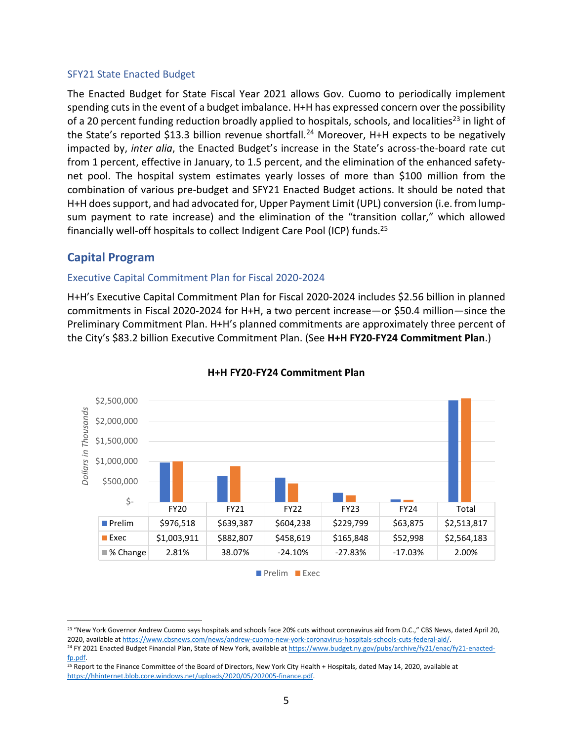### SFY21 State Enacted Budget

The Enacted Budget for State Fiscal Year 2021 allows Gov. Cuomo to periodically implement spending cuts in the event of a budget imbalance. H+H has expressed concern over the possibility of a 20 percent funding reduction broadly applied to hospitals, schools, and localities[23] in light of the State's reported $13.3 billion revenue shortfall.[24] Moreover, H+H expects to be negatively impacted by, *inter alia*, the Enacted Budget's increase in the State's across-the-board rate cut from 1 percent, effective in January, to 1.5 percent, and the elimination of the enhanced safety-net pool. The hospital system estimates yearly losses of more than $100 million from the combination of various pre-budget and SFY21 Enacted Budget actions. It should be noted that H+H does support, and had advocated for, Upper Payment Limit (UPL) conversion (i.e. from lump-sum payment to rate increase) and the elimination of the "transition collar," which allowed financially well-off hospitals to collect Indigent Care Pool (ICP) funds.[25]

## Capital Program

### Executive Capital Commitment Plan for Fiscal 2020-2024

H+H's Executive Capital Commitment Plan for Fiscal 2020-2024 includes $2.56 billion in planned commitments in Fiscal 2020-2024 for H+H, a two percent increase—or $50.4 million—since the Preliminary Commitment Plan. H+H's planned commitments are approximately three percent of the City's $83.2 billion Executive Commitment Plan. (See **H+H FY20-FY24 Commitment Plan**.)

**H+H FY20-FY24 Commitment Plan**

*Dollars in Thousands*

| | FY20 | FY21 | FY22 | FY23 | FY24 | Total |
|---|---|---|---|---|---|---|
| Prelim | $976,518 | $639,387 | $604,238 | $229,799 | $63,875 | $2,513,817 |
| Exec | $1,003,911 | $882,807 | $458,619 | $165,848 | $52,998 | $2,564,183 |
| % Change | 2.81% | 38.07% | -24.10% | -27.83% | -17.03% | 2.00% |

[23] "New York Governor Andrew Cuomo says hospitals and schools face 20% cuts without coronavirus aid from D.C.," CBS News, dated April 20, 2020, available at https://www.cbsnews.com/news/andrew-cuomo-new-york-coronavirus-hospitals-schools-cuts-federal-aid/.

[24] FY 2021 Enacted Budget Financial Plan, State of New York, available at https://www.budget.ny.gov/pubs/archive/fy21/enac/fy21-enacted-fp.pdf.

[25] Report to the Finance Committee of the Board of Directors, New York City Health + Hospitals, dated May 14, 2020, available at https://hhinternet.blob.core.windows.net/uploads/2020/05/202005-finance.pdf.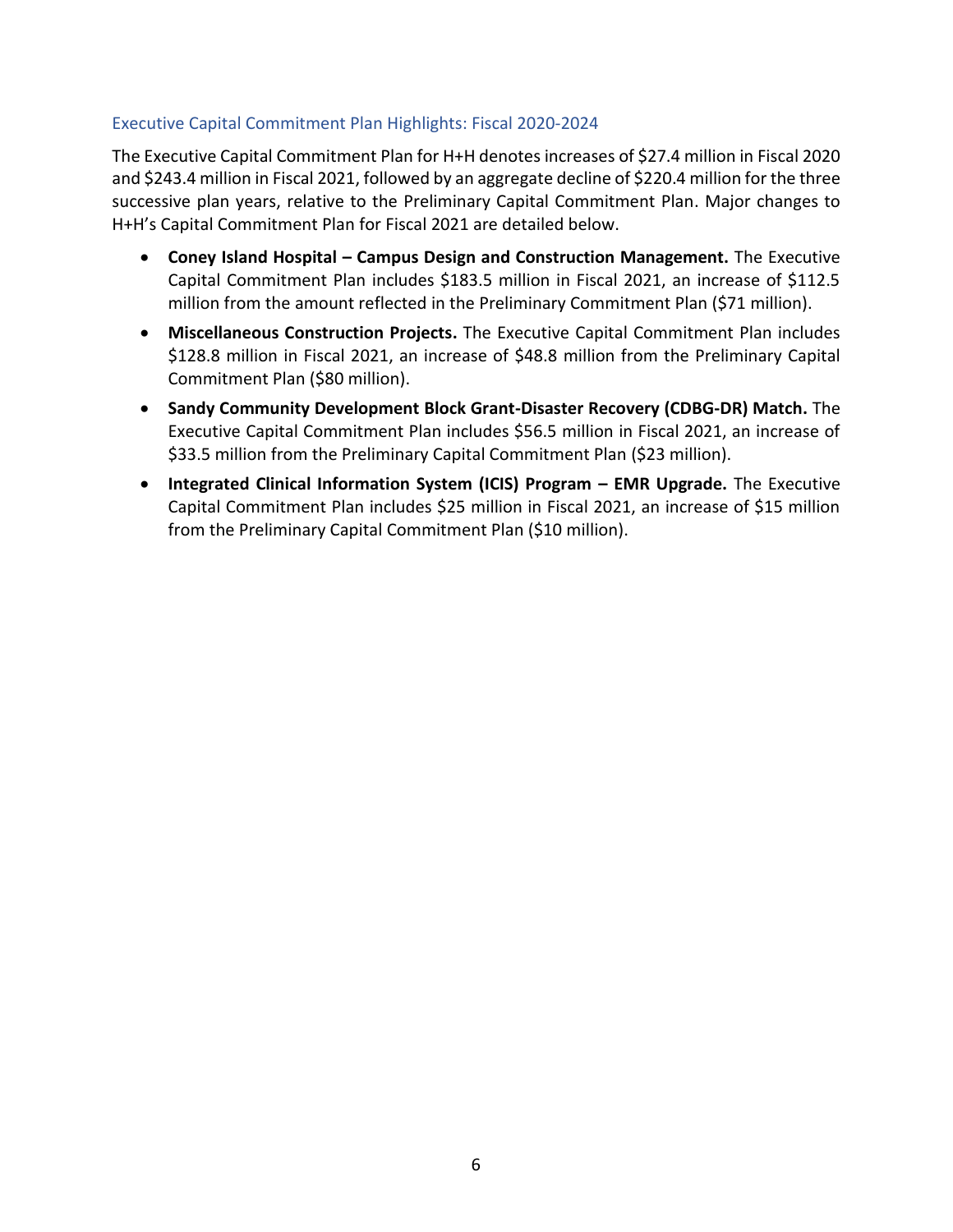### Executive Capital Commitment Plan Highlights: Fiscal 2020-2024

The Executive Capital Commitment Plan for H+H denotes increases of $27.4 million in Fiscal 2020 and $243.4 million in Fiscal 2021, followed by an aggregate decline of $220.4 million for the three successive plan years, relative to the Preliminary Capital Commitment Plan. Major changes to H+H's Capital Commitment Plan for Fiscal 2021 are detailed below.

- **Coney Island Hospital – Campus Design and Construction Management.** The Executive Capital Commitment Plan includes $183.5 million in Fiscal 2021, an increase of $112.5 million from the amount reflected in the Preliminary Commitment Plan ($71 million).
- **Miscellaneous Construction Projects.** The Executive Capital Commitment Plan includes $128.8 million in Fiscal 2021, an increase of $48.8 million from the Preliminary Capital Commitment Plan ($80 million).
- **Sandy Community Development Block Grant-Disaster Recovery (CDBG-DR) Match.** The Executive Capital Commitment Plan includes $56.5 million in Fiscal 2021, an increase of $33.5 million from the Preliminary Capital Commitment Plan ($23 million).
- **Integrated Clinical Information System (ICIS) Program – EMR Upgrade.** The Executive Capital Commitment Plan includes $25 million in Fiscal 2021, an increase of $15 million from the Preliminary Capital Commitment Plan ($10 million).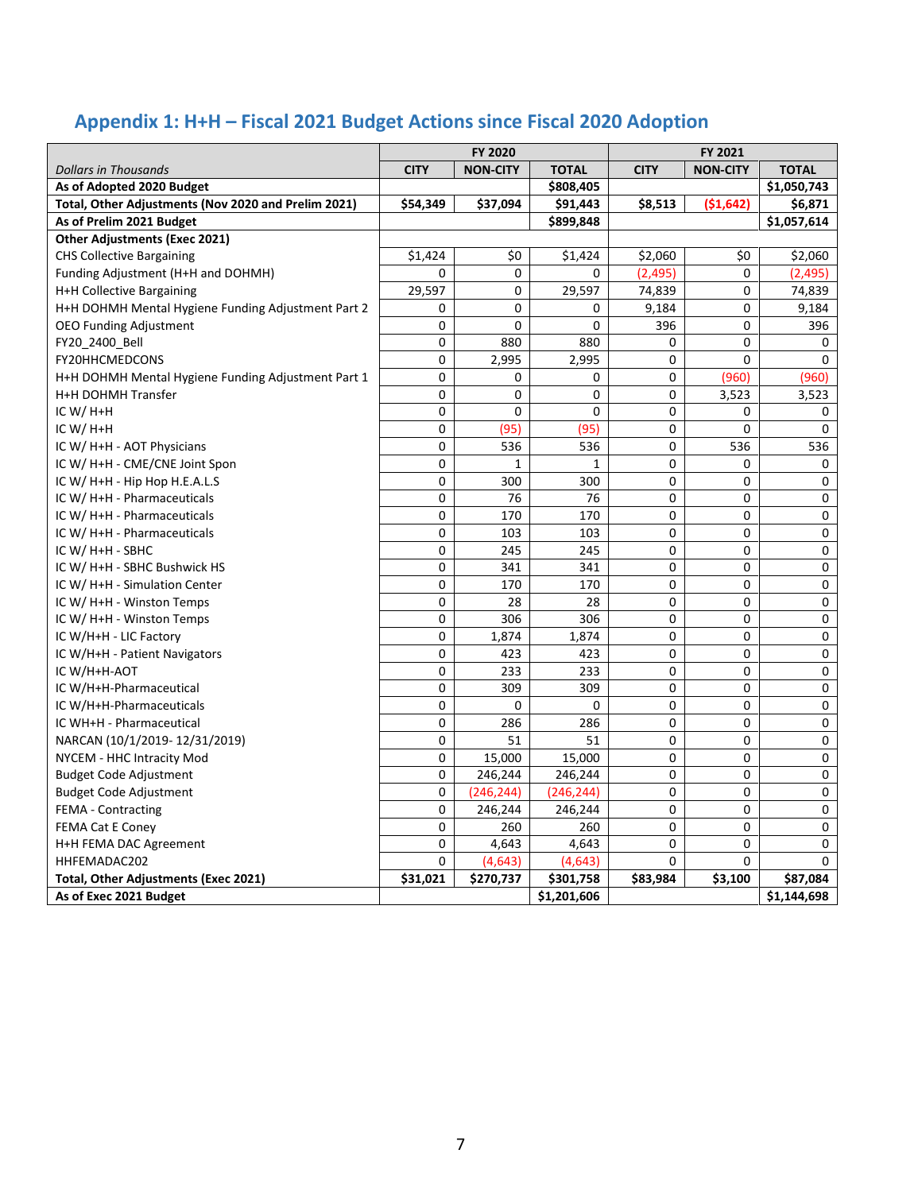## Appendix 1: H+H – Fiscal 2021 Budget Actions since Fiscal 2020 Adoption

| | FY 2020 | | | FY 2021 | | |
|---|---|---|---|---|---|---|
| *Dollars in Thousands* | **CITY** | **NON-CITY** | **TOTAL** | **CITY** | **NON-CITY** | **TOTAL** |
| **As of Adopted 2020 Budget** | | | **$808,405** | | | **$1,050,743** |
| **Total, Other Adjustments (Nov 2020 and Prelim 2021)** | **$54,349** | **$37,094** | **$91,443** | **$8,513** | **($1,642)** | **$6,871** |
| **As of Prelim 2021 Budget** | | | **$899,848** | | | **$1,057,614** |
| **Other Adjustments (Exec 2021)** | | | | | | |
| CHS Collective Bargaining | $1,424 | $0 | $1,424 | $2,060 | $0 | $2,060 |
| Funding Adjustment (H+H and DOHMH) | 0 | 0 | 0 | (2,495) | 0 | (2,495) |
| H+H Collective Bargaining | 29,597 | 0 | 29,597 | 74,839 | 0 | 74,839 |
| H+H DOHMH Mental Hygiene Funding Adjustment Part 2 | 0 | 0 | 0 | 9,184 | 0 | 9,184 |
| OEO Funding Adjustment | 0 | 0 | 0 | 396 | 0 | 396 |
| FY20_2400_Bell | 0 | 880 | 880 | 0 | 0 | 0 |
| FY20HHCMEDCONS | 0 | 2,995 | 2,995 | 0 | 0 | 0 |
| H+H DOHMH Mental Hygiene Funding Adjustment Part 1 | 0 | 0 | 0 | 0 | (960) | (960) |
| H+H DOHMH Transfer | 0 | 0 | 0 | 0 | 3,523 | 3,523 |
| IC W/ H+H | 0 | 0 | 0 | 0 | 0 | 0 |
| IC W/ H+H | 0 | (95) | (95) | 0 | 0 | 0 |
| IC W/ H+H - AOT Physicians | 0 | 536 | 536 | 0 | 536 | 536 |
| IC W/ H+H - CME/CNE Joint Spon | 0 | 1 | 1 | 0 | 0 | 0 |
| IC W/ H+H - Hip Hop H.E.A.L.S | 0 | 300 | 300 | 0 | 0 | 0 |
| IC W/ H+H - Pharmaceuticals | 0 | 76 | 76 | 0 | 0 | 0 |
| IC W/ H+H - Pharmaceuticals | 0 | 170 | 170 | 0 | 0 | 0 |
| IC W/ H+H - Pharmaceuticals | 0 | 103 | 103 | 0 | 0 | 0 |
| IC W/ H+H - SBHC | 0 | 245 | 245 | 0 | 0 | 0 |
| IC W/ H+H - SBHC Bushwick HS | 0 | 341 | 341 | 0 | 0 | 0 |
| IC W/ H+H - Simulation Center | 0 | 170 | 170 | 0 | 0 | 0 |
| IC W/ H+H - Winston Temps | 0 | 28 | 28 | 0 | 0 | 0 |
| IC W/ H+H - Winston Temps | 0 | 306 | 306 | 0 | 0 | 0 |
| IC W/H+H - LIC Factory | 0 | 1,874 | 1,874 | 0 | 0 | 0 |
| IC W/H+H - Patient Navigators | 0 | 423 | 423 | 0 | 0 | 0 |
| IC W/H+H-AOT | 0 | 233 | 233 | 0 | 0 | 0 |
| IC W/H+H-Pharmaceutical | 0 | 309 | 309 | 0 | 0 | 0 |
| IC W/H+H-Pharmaceuticals | 0 | 0 | 0 | 0 | 0 | 0 |
| IC WH+H - Pharmaceutical | 0 | 286 | 286 | 0 | 0 | 0 |
| NARCAN (10/1/2019- 12/31/2019) | 0 | 51 | 51 | 0 | 0 | 0 |
| NYCEM - HHC Intracity Mod | 0 | 15,000 | 15,000 | 0 | 0 | 0 |
| Budget Code Adjustment | 0 | 246,244 | 246,244 | 0 | 0 | 0 |
| Budget Code Adjustment | 0 | (246,244) | (246,244) | 0 | 0 | 0 |
| FEMA - Contracting | 0 | 246,244 | 246,244 | 0 | 0 | 0 |
| FEMA Cat E Coney | 0 | 260 | 260 | 0 | 0 | 0 |
| H+H FEMA DAC Agreement | 0 | 4,643 | 4,643 | 0 | 0 | 0 |
| HHFEMADAC202 | 0 | (4,643) | (4,643) | 0 | 0 | 0 |
| **Total, Other Adjustments (Exec 2021)** | **$31,021** | **$270,737** | **$301,758** | **$83,984** | **$3,100** | **$87,084** |
| **As of Exec 2021 Budget** | | | **$1,201,606** | | | **$1,144,698** |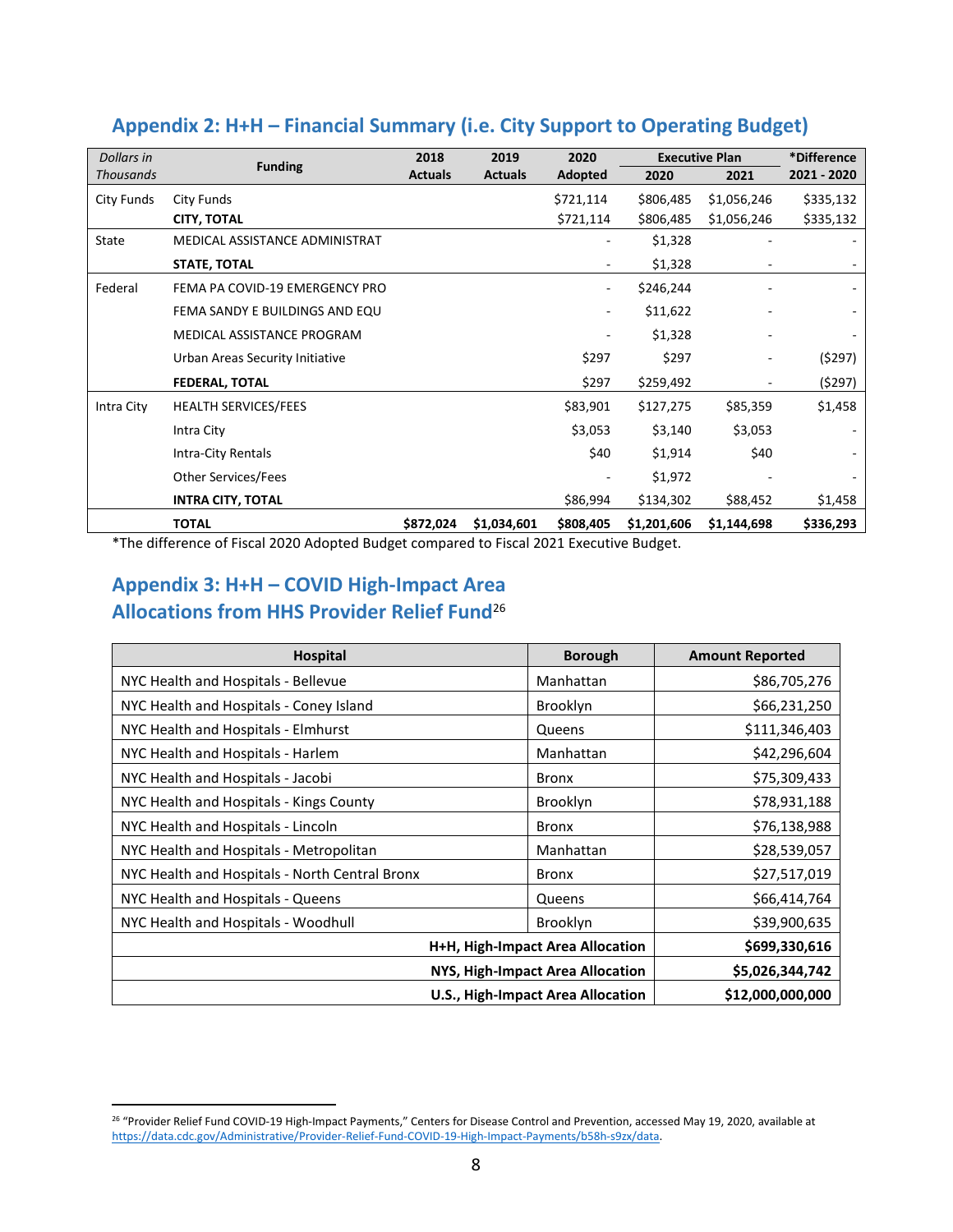## Appendix 2: H+H – Financial Summary (i.e. City Support to Operating Budget)

| *Dollars in Thousands* | Funding | 2018 Actuals | 2019 Actuals | 2020 Adopted | Executive Plan | | *Difference |
|---|---|---|---|---|---|---|---|
| | | | | | 2020 | 2021 | 2021 - 2020 |
| City Funds | City Funds | | | $721,114 | $806,485 | $1,056,246 | $335,132 |
| | **CITY, TOTAL** | | | $721,114 | $806,485 | $1,056,246 | $335,132 |
| State | MEDICAL ASSISTANCE ADMINISTRAT | | | - | $1,328 | - | - |
| | **STATE, TOTAL** | | | - | $1,328 | - | - |
| Federal | FEMA PA COVID-19 EMERGENCY PRO | | | - | $246,244 | - | - |
| | FEMA SANDY E BUILDINGS AND EQU | | | - | $11,622 | - | - |
| | MEDICAL ASSISTANCE PROGRAM | | | - | $1,328 | - | - |
| | Urban Areas Security Initiative | | | $297 | $297 | - | ($297) |
| | **FEDERAL, TOTAL** | | | $297 | $259,492 | - | ($297) |
| Intra City | HEALTH SERVICES/FEES | | | $83,901 | $127,275 | $85,359 | $1,458 |
| | Intra City | | | $3,053 | $3,140 | $3,053 | - |
| | Intra-City Rentals | | | $40 | $1,914 | $40 | - |
| | Other Services/Fees | | | - | $1,972 | - | - |
| | **INTRA CITY, TOTAL** | | | $86,994 | $134,302 | $88,452 | $1,458 |
| | **TOTAL** | **$872,024** | **$1,034,601** | **$808,405** | **$1,201,606** | **$1,144,698** | **$336,293** |

*The difference of Fiscal 2020 Adopted Budget compared to Fiscal 2021 Executive Budget.

## Appendix 3: H+H – COVID High-Impact Area Allocations from HHS Provider Relief Fund[26]

| Hospital | Borough | Amount Reported |
|---|---|---|
| NYC Health and Hospitals - Bellevue | Manhattan | $86,705,276 |
| NYC Health and Hospitals - Coney Island | Brooklyn | $66,231,250 |
| NYC Health and Hospitals - Elmhurst | Queens | $111,346,403 |
| NYC Health and Hospitals - Harlem | Manhattan | $42,296,604 |
| NYC Health and Hospitals - Jacobi | Bronx | $75,309,433 |
| NYC Health and Hospitals - Kings County | Brooklyn | $78,931,188 |
| NYC Health and Hospitals - Lincoln | Bronx | $76,138,988 |
| NYC Health and Hospitals - Metropolitan | Manhattan | $28,539,057 |
| NYC Health and Hospitals - North Central Bronx | Bronx | $27,517,019 |
| NYC Health and Hospitals - Queens | Queens | $66,414,764 |
| NYC Health and Hospitals - Woodhull | Brooklyn | $39,900,635 |
| **H+H, High-Impact Area Allocation** | | **$699,330,616** |
| **NYS, High-Impact Area Allocation** | | **$5,026,344,742** |
| **U.S., High-Impact Area Allocation** | | **$12,000,000,000** |

[26] "Provider Relief Fund COVID-19 High-Impact Payments," Centers for Disease Control and Prevention, accessed May 19, 2020, available at https://data.cdc.gov/Administrative/Provider-Relief-Fund-COVID-19-High-Impact-Payments/b58h-s9zx/data.